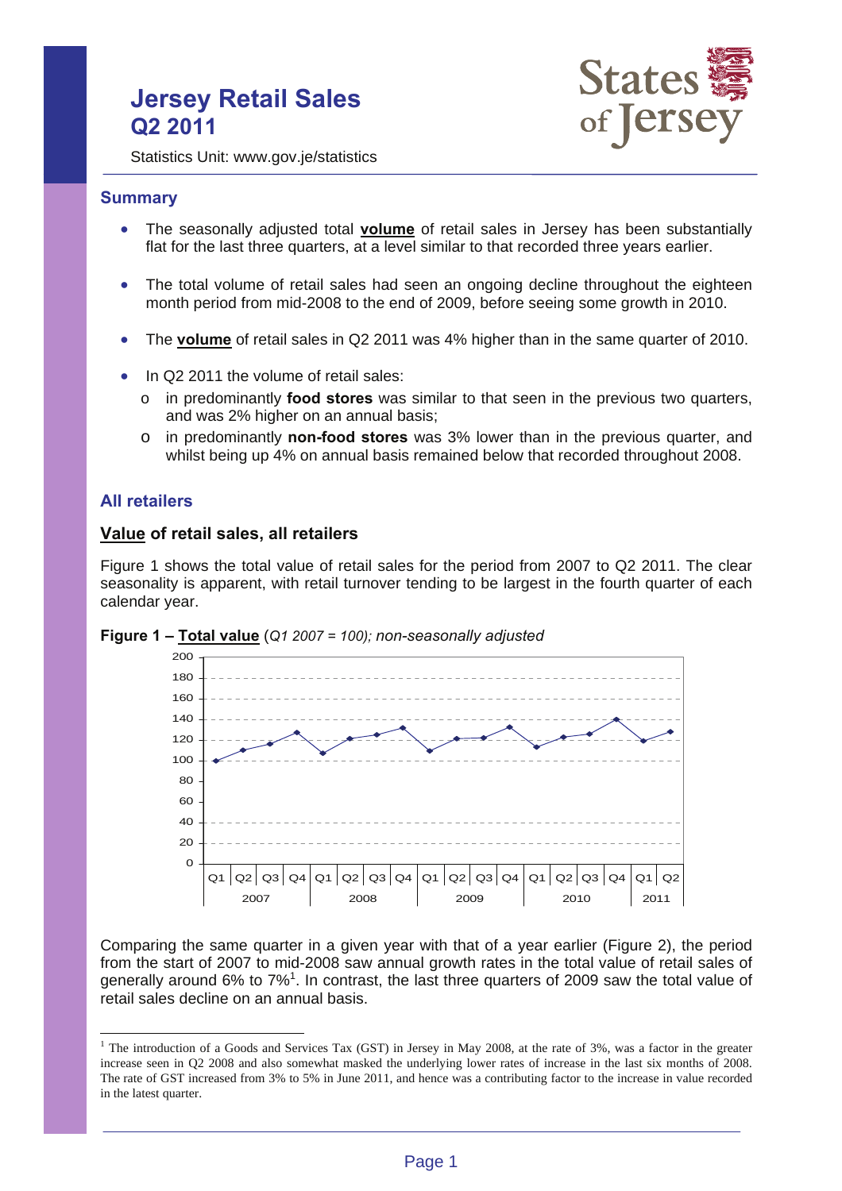# Jersey Retail Sales
# Q2 2011

Statistics Unit: www.gov.je/statistics

## Summary

- The seasonally adjusted total **volume** of retail sales in Jersey has been substantially flat for the last three quarters, at a level similar to that recorded three years earlier.

- The total volume of retail sales had seen an ongoing decline throughout the eighteen month period from mid-2008 to the end of 2009, before seeing some growth in 2010.

- The **volume** of retail sales in Q2 2011 was 4% higher than in the same quarter of 2010.

- In Q2 2011 the volume of retail sales:
  - in predominantly **food stores** was similar to that seen in the previous two quarters, and was 2% higher on an annual basis;
  - in predominantly **non-food stores** was 3% lower than in the previous quarter, and whilst being up 4% on annual basis remained below that recorded throughout 2008.

## All retailers

### Value of retail sales, all retailers

Figure 1 shows the total value of retail sales for the period from 2007 to Q2 2011. The clear seasonality is apparent, with retail turnover tending to be largest in the fourth quarter of each calendar year.

**Figure 1 – Total value** (*Q1 2007 = 100); non-seasonally adjusted*

Comparing the same quarter in a given year with that of a year earlier (Figure 2), the period from the start of 2007 to mid-2008 saw annual growth rates in the total value of retail sales of generally around 6% to 7%[1]. In contrast, the last three quarters of 2009 saw the total value of retail sales decline on an annual basis.

[1] The introduction of a Goods and Services Tax (GST) in Jersey in May 2008, at the rate of 3%, was a factor in the greater increase seen in Q2 2008 and also somewhat masked the underlying lower rates of increase in the last six months of 2008. The rate of GST increased from 3% to 5% in June 2011, and hence was a contributing factor to the increase in value recorded in the latest quarter.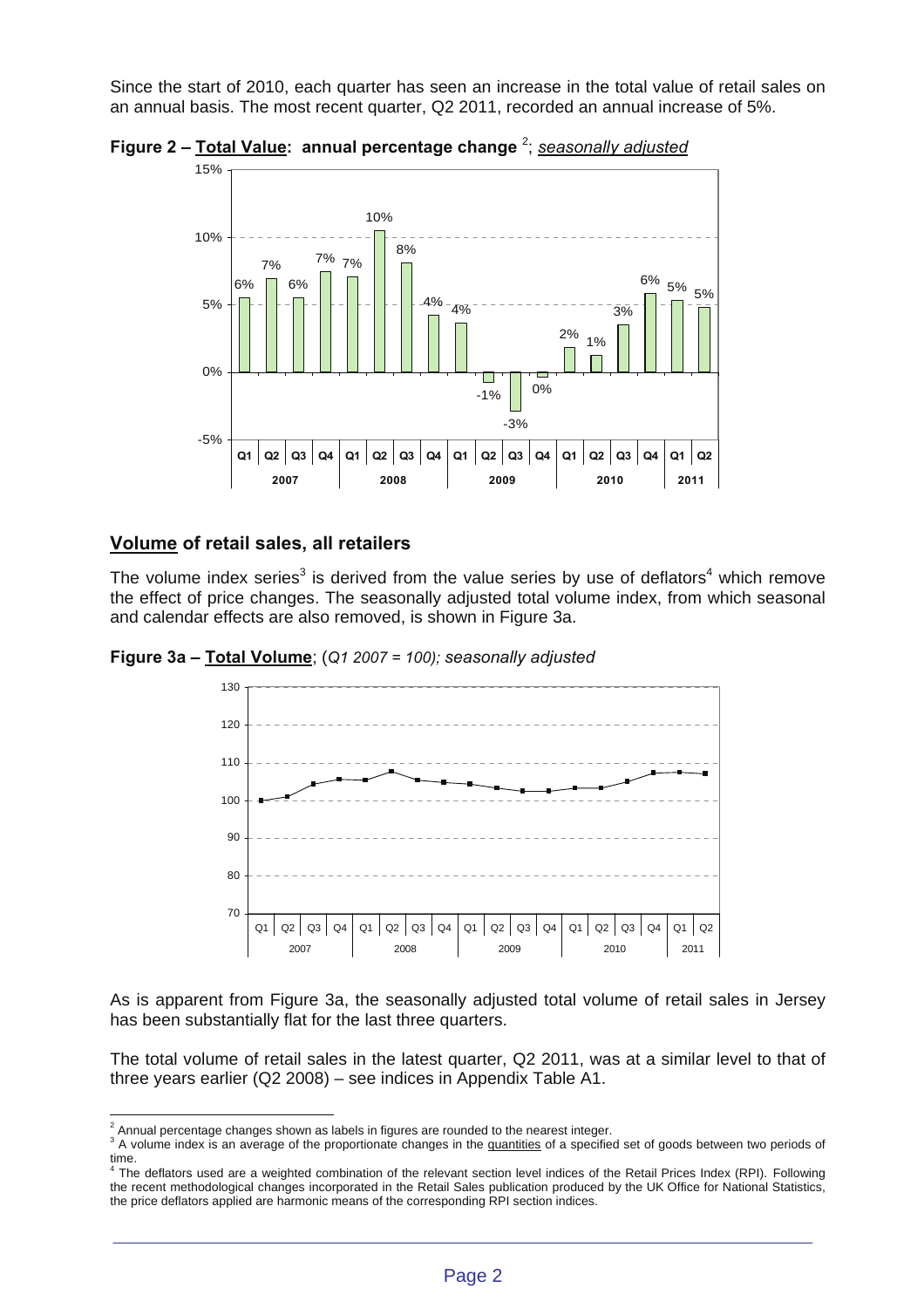Since the start of 2010, each quarter has seen an increase in the total value of retail sales on an annual basis. The most recent quarter, Q2 2011, recorded an annual increase of 5%.

**Figure 2 – Total Value: annual percentage change** [2]; *seasonally adjusted*

## Volume of retail sales, all retailers

The volume index series[3] is derived from the value series by use of deflators[4] which remove the effect of price changes. The seasonally adjusted total volume index, from which seasonal and calendar effects are also removed, is shown in Figure 3a.

**Figure 3a – Total Volume**; (*Q1 2007 = 100); seasonally adjusted*

As is apparent from Figure 3a, the seasonally adjusted total volume of retail sales in Jersey has been substantially flat for the last three quarters.

The total volume of retail sales in the latest quarter, Q2 2011, was at a similar level to that of three years earlier (Q2 2008) – see indices in Appendix Table A1.

---

[2] Annual percentage changes shown as labels in figures are rounded to the nearest integer.

[3] A volume index is an average of the proportionate changes in the quantities of a specified set of goods between two periods of time.

[4] The deflators used are a weighted combination of the relevant section level indices of the Retail Prices Index (RPI). Following the recent methodological changes incorporated in the Retail Sales publication produced by the UK Office for National Statistics, the price deflators applied are harmonic means of the corresponding RPI section indices.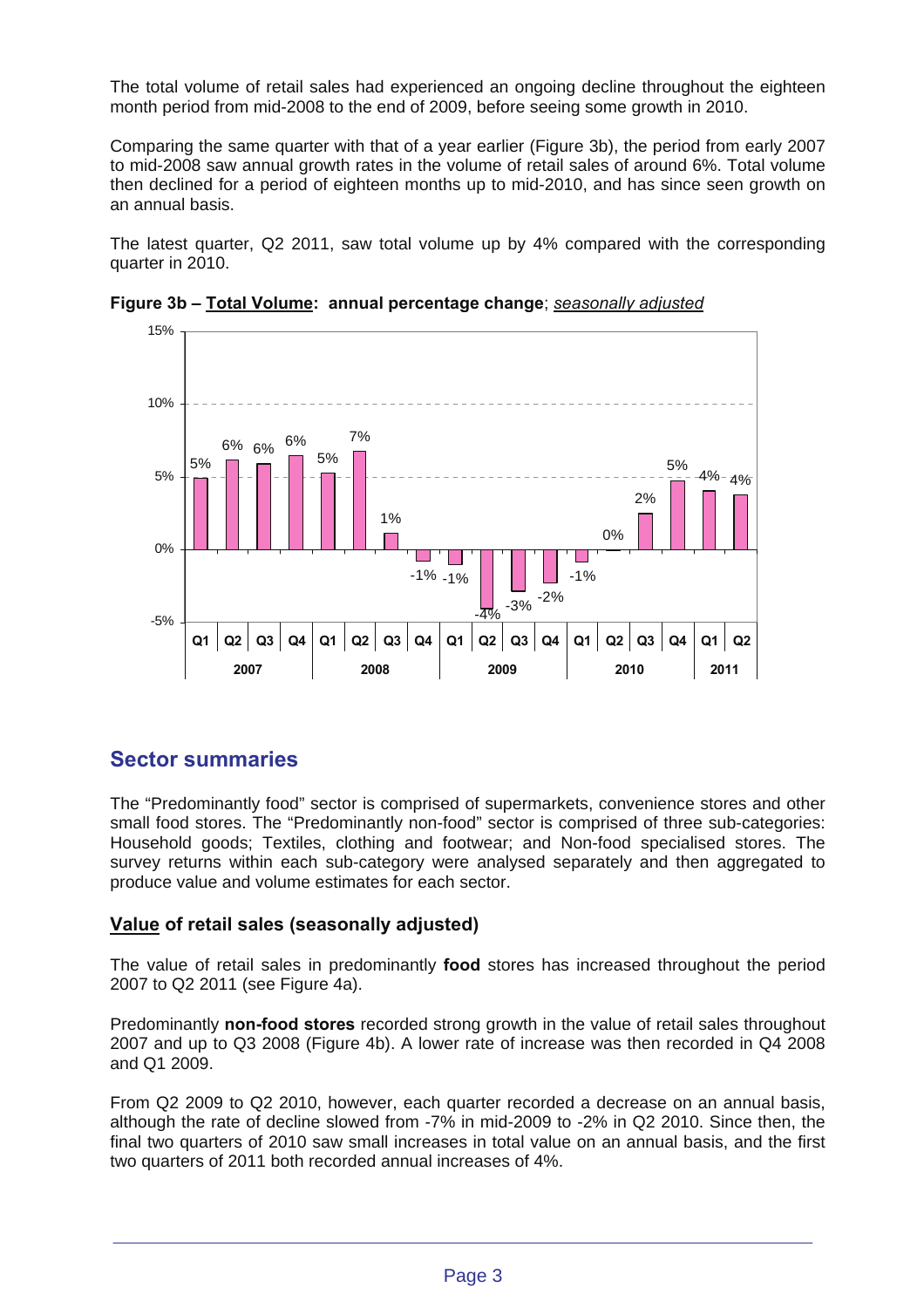The total volume of retail sales had experienced an ongoing decline throughout the eighteen month period from mid-2008 to the end of 2009, before seeing some growth in 2010.

Comparing the same quarter with that of a year earlier (Figure 3b), the period from early 2007 to mid-2008 saw annual growth rates in the volume of retail sales of around 6%. Total volume then declined for a period of eighteen months up to mid-2010, and has since seen growth on an annual basis.

The latest quarter, Q2 2011, saw total volume up by 4% compared with the corresponding quarter in 2010.

**Figure 3b – Total Volume: annual percentage change**; *seasonally adjusted*

| Year | Quarter | Annual % change |
|---|---|---|
| 2007 | Q1 | 5% |
| | Q2 | 6% |
| | Q3 | 6% |
| | Q4 | 6% |
| 2008 | Q1 | 5% |
| | Q2 | 7% |
| | Q3 | 1% |
| | Q4 | -1% |
| 2009 | Q1 | -1% |
| | Q2 | -4% |
| | Q3 | -3% |
| | Q4 | -2% |
| 2010 | Q1 | -1% |
| | Q2 | 0% |
| | Q3 | 2% |
| | Q4 | 5% |
| 2011 | Q1 | 4% |
| | Q2 | 4% |

## Sector summaries

The "Predominantly food" sector is comprised of supermarkets, convenience stores and other small food stores. The "Predominantly non-food" sector is comprised of three sub-categories: Household goods; Textiles, clothing and footwear; and Non-food specialised stores. The survey returns within each sub-category were analysed separately and then aggregated to produce value and volume estimates for each sector.

### Value of retail sales (seasonally adjusted)

The value of retail sales in predominantly **food** stores has increased throughout the period 2007 to Q2 2011 (see Figure 4a).

Predominantly **non-food stores** recorded strong growth in the value of retail sales throughout 2007 and up to Q3 2008 (Figure 4b). A lower rate of increase was then recorded in Q4 2008 and Q1 2009.

From Q2 2009 to Q2 2010, however, each quarter recorded a decrease on an annual basis, although the rate of decline slowed from -7% in mid-2009 to -2% in Q2 2010. Since then, the final two quarters of 2010 saw small increases in total value on an annual basis, and the first two quarters of 2011 both recorded annual increases of 4%.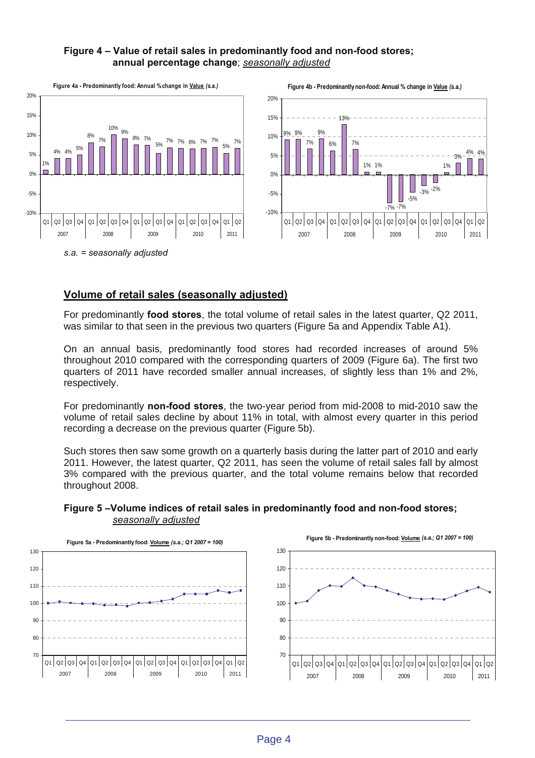**Figure 4 – Value of retail sales in predominantly food and non-food stores; annual percentage change**; *seasonally adjusted*

*s.a. = seasonally adjusted*

## Volume of retail sales (seasonally adjusted)

For predominantly **food stores**, the total volume of retail sales in the latest quarter, Q2 2011, was similar to that seen in the previous two quarters (Figure 5a and Appendix Table A1).

On an annual basis, predominantly food stores had recorded increases of around 5% throughout 2010 compared with the corresponding quarters of 2009 (Figure 6a). The first two quarters of 2011 have recorded smaller annual increases, of slightly less than 1% and 2%, respectively.

For predominantly **non-food stores**, the two-year period from mid-2008 to mid-2010 saw the volume of retail sales decline by about 11% in total, with almost every quarter in this period recording a decrease on the previous quarter (Figure 5b).

Such stores then saw some growth on a quarterly basis during the latter part of 2010 and early 2011. However, the latest quarter, Q2 2011, has seen the volume of retail sales fall by almost 3% compared with the previous quarter, and the total volume remains below that recorded throughout 2008.

**Figure 5 –Volume indices of retail sales in predominantly food and non-food stores;** *seasonally adjusted*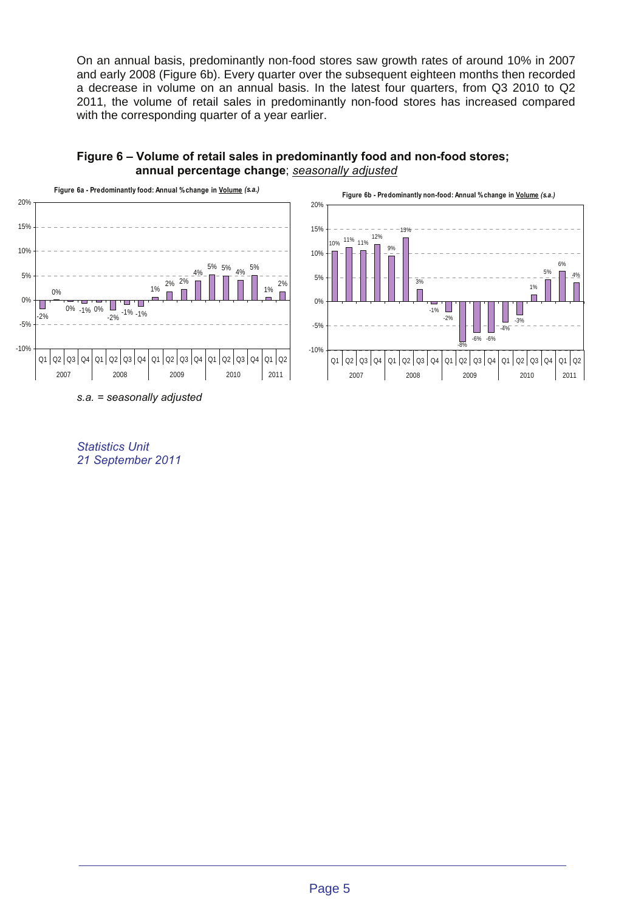On an annual basis, predominantly non-food stores saw growth rates of around 10% in 2007 and early 2008 (Figure 6b). Every quarter over the subsequent eighteen months then recorded a decrease in volume on an annual basis. In the latest four quarters, from Q3 2010 to Q2 2011, the volume of retail sales in predominantly non-food stores has increased compared with the corresponding quarter of a year earlier.

**Figure 6 – Volume of retail sales in predominantly food and non-food stores; annual percentage change**; *seasonally adjusted*

**Figure 6a - Predominantly food: Annual % change in Volume (s.a.)**

| Year | Quarter | % change |
|---|---|---|
| 2007 | Q1 | -2% |
| | Q2 | 0% |
| | Q3 | 0% |
| | Q4 | -1% |
| 2008 | Q1 | 0% |
| | Q2 | -2% |
| | Q3 | -1% |
| | Q4 | -1% |
| 2009 | Q1 | 1% |
| | Q2 | 2% |
| | Q3 | 2% |
| | Q4 | 4% |
| 2010 | Q1 | 5% |
| | Q2 | 5% |
| | Q3 | 4% |
| | Q4 | 5% |
| 2011 | Q1 | 1% |
| | Q2 | 2% |

**Figure 6b - Predominantly non-food: Annual % change in Volume (s.a.)**

| Year | Quarter | % change |
|---|---|---|
| 2007 | Q1 | 10% |
| | Q2 | 11% |
| | Q3 | 11% |
| | Q4 | 12% |
| 2008 | Q1 | 9% |
| | Q2 | 13% |
| | Q3 | 3% |
| | Q4 | -1% |
| 2009 | Q1 | -2% |
| | Q2 | -8% |
| | Q3 | -6% |
| | Q4 | -6% |
| 2010 | Q1 | -4% |
| | Q2 | -3% |
| | Q3 | 1% |
| | Q4 | 5% |
| 2011 | Q1 | 6% |
| | Q2 | 4% |

*s.a. = seasonally adjusted*

*Statistics Unit*
*21 September 2011*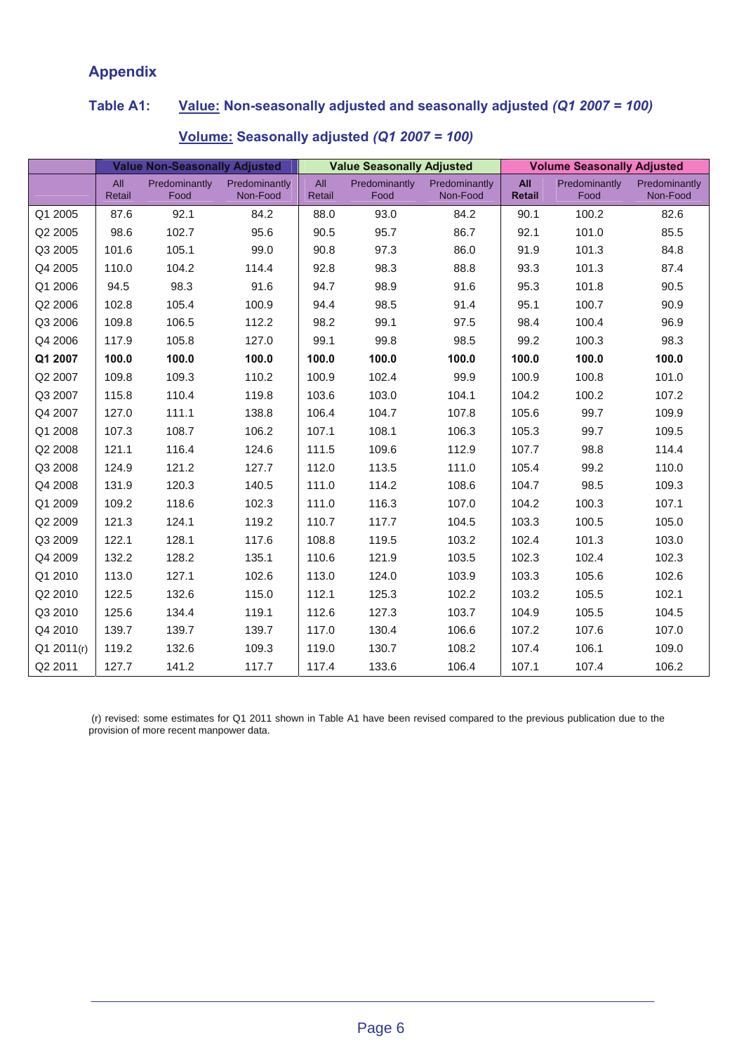## Appendix

### Table A1: Value: Non-seasonally adjusted and seasonally adjusted *(Q1 2007 = 100)*

### Volume: Seasonally adjusted *(Q1 2007 = 100)*

| | Value Non-Seasonally Adjusted | | | Value Seasonally Adjusted | | | Volume Seasonally Adjusted | | |
|---|---|---|---|---|---|---|---|---|---|
| | All Retail | Predominantly Food | Predominantly Non-Food | All Retail | Predominantly Food | Predominantly Non-Food | **All Retail** | Predominantly Food | Predominantly Non-Food |
| Q1 2005 | 87.6 | 92.1 | 84.2 | 88.0 | 93.0 | 84.2 | 90.1 | 100.2 | 82.6 |
| Q2 2005 | 98.6 | 102.7 | 95.6 | 90.5 | 95.7 | 86.7 | 92.1 | 101.0 | 85.5 |
| Q3 2005 | 101.6 | 105.1 | 99.0 | 90.8 | 97.3 | 86.0 | 91.9 | 101.3 | 84.8 |
| Q4 2005 | 110.0 | 104.2 | 114.4 | 92.8 | 98.3 | 88.8 | 93.3 | 101.3 | 87.4 |
| Q1 2006 | 94.5 | 98.3 | 91.6 | 94.7 | 98.9 | 91.6 | 95.3 | 101.8 | 90.5 |
| Q2 2006 | 102.8 | 105.4 | 100.9 | 94.4 | 98.5 | 91.4 | 95.1 | 100.7 | 90.9 |
| Q3 2006 | 109.8 | 106.5 | 112.2 | 98.2 | 99.1 | 97.5 | 98.4 | 100.4 | 96.9 |
| Q4 2006 | 117.9 | 105.8 | 127.0 | 99.1 | 99.8 | 98.5 | 99.2 | 100.3 | 98.3 |
| **Q1 2007** | **100.0** | **100.0** | **100.0** | **100.0** | **100.0** | **100.0** | **100.0** | **100.0** | **100.0** |
| Q2 2007 | 109.8 | 109.3 | 110.2 | 100.9 | 102.4 | 99.9 | 100.9 | 100.8 | 101.0 |
| Q3 2007 | 115.8 | 110.4 | 119.8 | 103.6 | 103.0 | 104.1 | 104.2 | 100.2 | 107.2 |
| Q4 2007 | 127.0 | 111.1 | 138.8 | 106.4 | 104.7 | 107.8 | 105.6 | 99.7 | 109.9 |
| Q1 2008 | 107.3 | 108.7 | 106.2 | 107.1 | 108.1 | 106.3 | 105.3 | 99.7 | 109.5 |
| Q2 2008 | 121.1 | 116.4 | 124.6 | 111.5 | 109.6 | 112.9 | 107.7 | 98.8 | 114.4 |
| Q3 2008 | 124.9 | 121.2 | 127.7 | 112.0 | 113.5 | 111.0 | 105.4 | 99.2 | 110.0 |
| Q4 2008 | 131.9 | 120.3 | 140.5 | 111.0 | 114.2 | 108.6 | 104.7 | 98.5 | 109.3 |
| Q1 2009 | 109.2 | 118.6 | 102.3 | 111.0 | 116.3 | 107.0 | 104.2 | 100.3 | 107.1 |
| Q2 2009 | 121.3 | 124.1 | 119.2 | 110.7 | 117.7 | 104.5 | 103.3 | 100.5 | 105.0 |
| Q3 2009 | 122.1 | 128.1 | 117.6 | 108.8 | 119.5 | 103.2 | 102.4 | 101.3 | 103.0 |
| Q4 2009 | 132.2 | 128.2 | 135.1 | 110.6 | 121.9 | 103.5 | 102.3 | 102.4 | 102.3 |
| Q1 2010 | 113.0 | 127.1 | 102.6 | 113.0 | 124.0 | 103.9 | 103.3 | 105.6 | 102.6 |
| Q2 2010 | 122.5 | 132.6 | 115.0 | 112.1 | 125.3 | 102.2 | 103.2 | 105.5 | 102.1 |
| Q3 2010 | 125.6 | 134.4 | 119.1 | 112.6 | 127.3 | 103.7 | 104.9 | 105.5 | 104.5 |
| Q4 2010 | 139.7 | 139.7 | 139.7 | 117.0 | 130.4 | 106.6 | 107.2 | 107.6 | 107.0 |
| Q1 2011(r) | 119.2 | 132.6 | 109.3 | 119.0 | 130.7 | 108.2 | 107.4 | 106.1 | 109.0 |
| Q2 2011 | 127.7 | 141.2 | 117.7 | 117.4 | 133.6 | 106.4 | 107.1 | 107.4 | 106.2 |

(r) revised: some estimates for Q1 2011 shown in Table A1 have been revised compared to the previous publication due to the provision of more recent manpower data.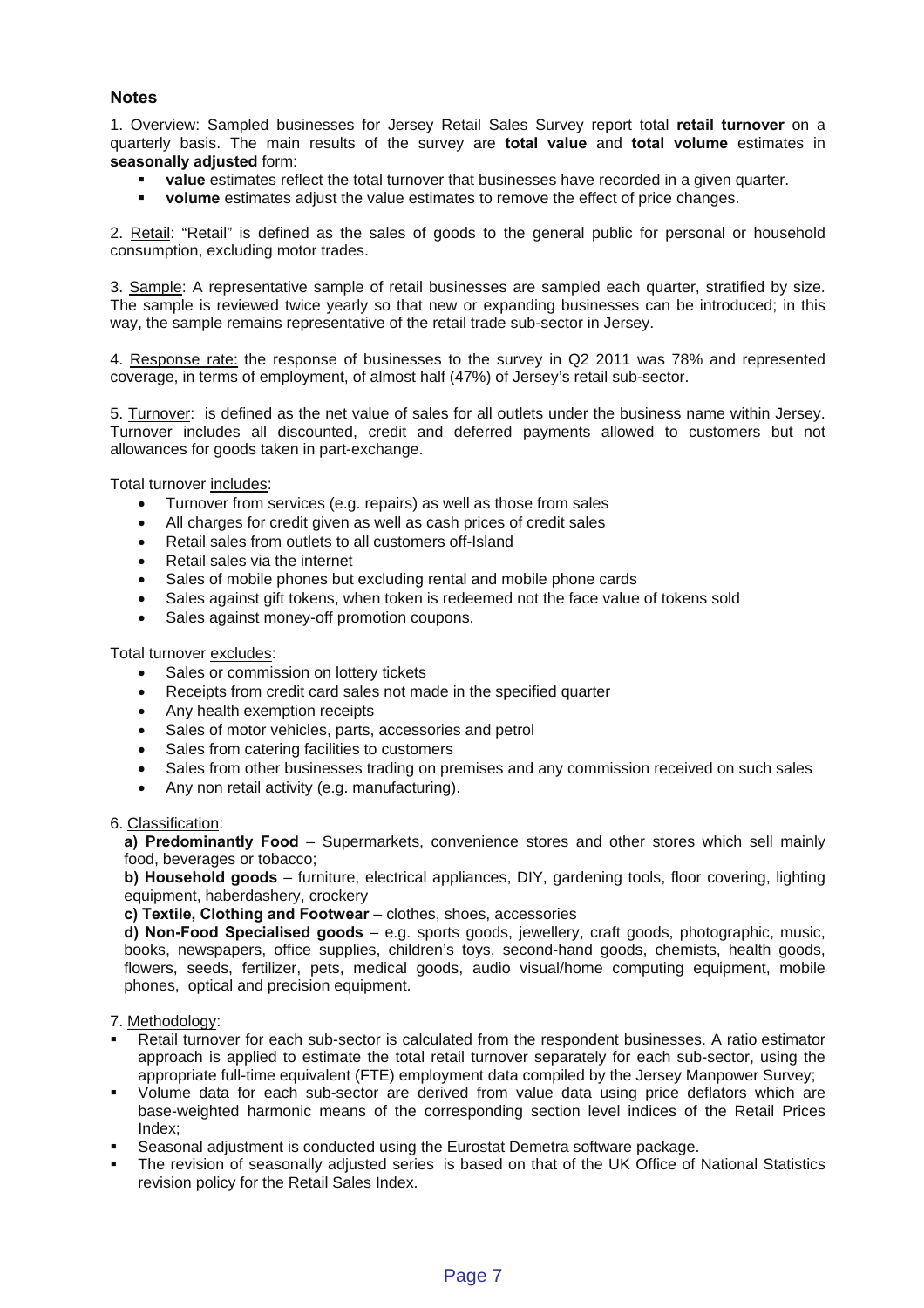## Notes

1. Overview: Sampled businesses for Jersey Retail Sales Survey report total **retail turnover** on a quarterly basis. The main results of the survey are **total value** and **total volume** estimates in **seasonally adjusted** form:

- **value** estimates reflect the total turnover that businesses have recorded in a given quarter.
- **volume** estimates adjust the value estimates to remove the effect of price changes.

2. Retail: "Retail" is defined as the sales of goods to the general public for personal or household consumption, excluding motor trades.

3. Sample: A representative sample of retail businesses are sampled each quarter, stratified by size. The sample is reviewed twice yearly so that new or expanding businesses can be introduced; in this way, the sample remains representative of the retail trade sub-sector in Jersey.

4. Response rate: the response of businesses to the survey in Q2 2011 was 78% and represented coverage, in terms of employment, of almost half (47%) of Jersey's retail sub-sector.

5. Turnover: is defined as the net value of sales for all outlets under the business name within Jersey. Turnover includes all discounted, credit and deferred payments allowed to customers but not allowances for goods taken in part-exchange.

Total turnover includes:

- Turnover from services (e.g. repairs) as well as those from sales
- All charges for credit given as well as cash prices of credit sales
- Retail sales from outlets to all customers off-Island
- Retail sales via the internet
- Sales of mobile phones but excluding rental and mobile phone cards
- Sales against gift tokens, when token is redeemed not the face value of tokens sold
- Sales against money-off promotion coupons.

Total turnover excludes:

- Sales or commission on lottery tickets
- Receipts from credit card sales not made in the specified quarter
- Any health exemption receipts
- Sales of motor vehicles, parts, accessories and petrol
- Sales from catering facilities to customers
- Sales from other businesses trading on premises and any commission received on such sales
- Any non retail activity (e.g. manufacturing).

6. Classification:

**a) Predominantly Food** – Supermarkets, convenience stores and other stores which sell mainly food, beverages or tobacco;

**b) Household goods** – furniture, electrical appliances, DIY, gardening tools, floor covering, lighting equipment, haberdashery, crockery

**c) Textile, Clothing and Footwear** – clothes, shoes, accessories

**d) Non-Food Specialised goods** – e.g. sports goods, jewellery, craft goods, photographic, music, books, newspapers, office supplies, children's toys, second-hand goods, chemists, health goods, flowers, seeds, fertilizer, pets, medical goods, audio visual/home computing equipment, mobile phones, optical and precision equipment.

7. Methodology:

- Retail turnover for each sub-sector is calculated from the respondent businesses. A ratio estimator approach is applied to estimate the total retail turnover separately for each sub-sector, using the appropriate full-time equivalent (FTE) employment data compiled by the Jersey Manpower Survey;
- Volume data for each sub-sector are derived from value data using price deflators which are base-weighted harmonic means of the corresponding section level indices of the Retail Prices Index;
- Seasonal adjustment is conducted using the Eurostat Demetra software package.
- The revision of seasonally adjusted series is based on that of the UK Office of National Statistics revision policy for the Retail Sales Index.